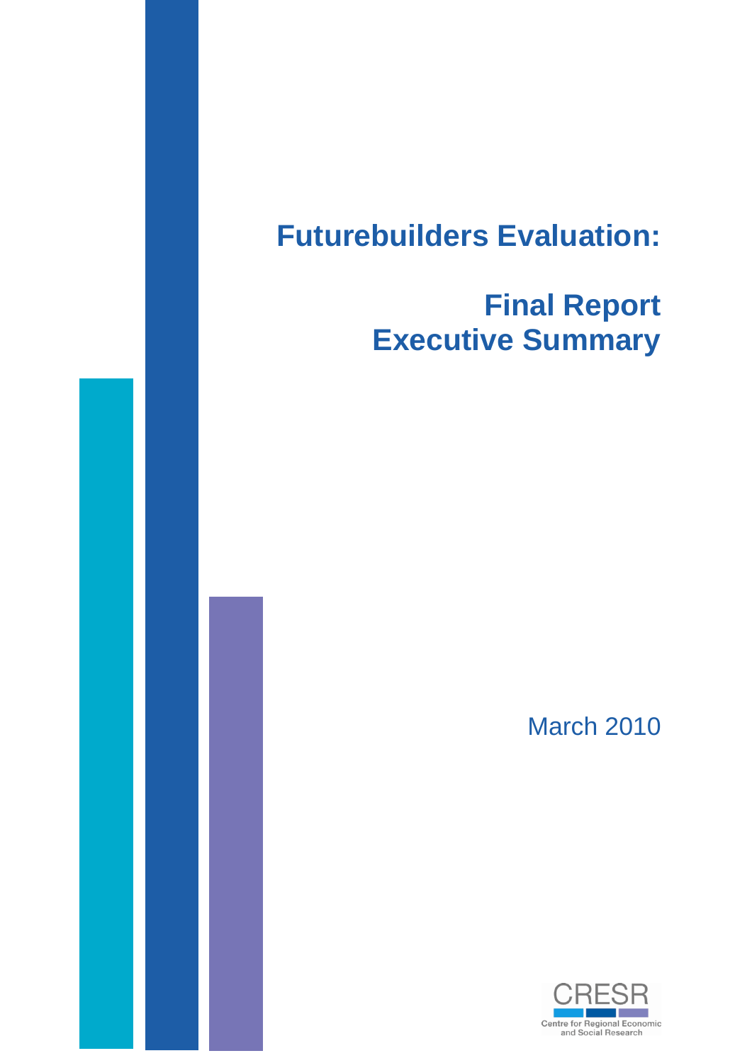# Futurebuilders Evaluation:

## Final Report
## Executive Summary

March 2010

CRESR
Centre for Regional Economic and Social Research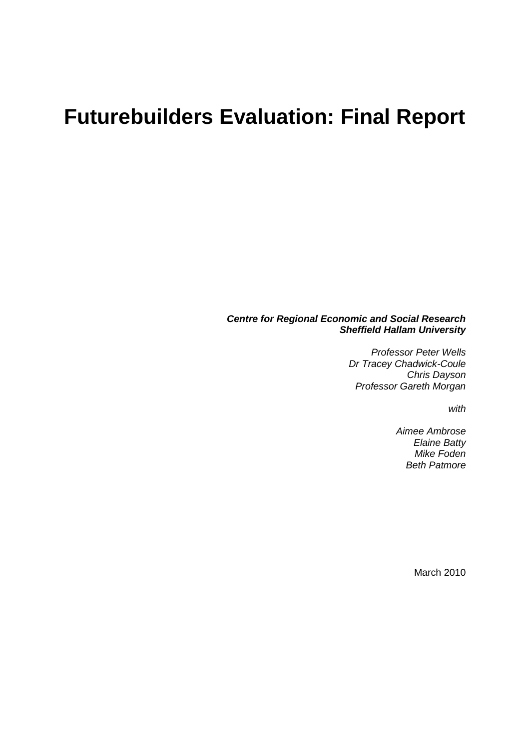# Futurebuilders Evaluation: Final Report

***Centre for Regional Economic and Social Research***
***Sheffield Hallam University***

*Professor Peter Wells*
*Dr Tracey Chadwick-Coule*
*Chris Dayson*
*Professor Gareth Morgan*

*with*

*Aimee Ambrose*
*Elaine Batty*
*Mike Foden*
*Beth Patmore*

March 2010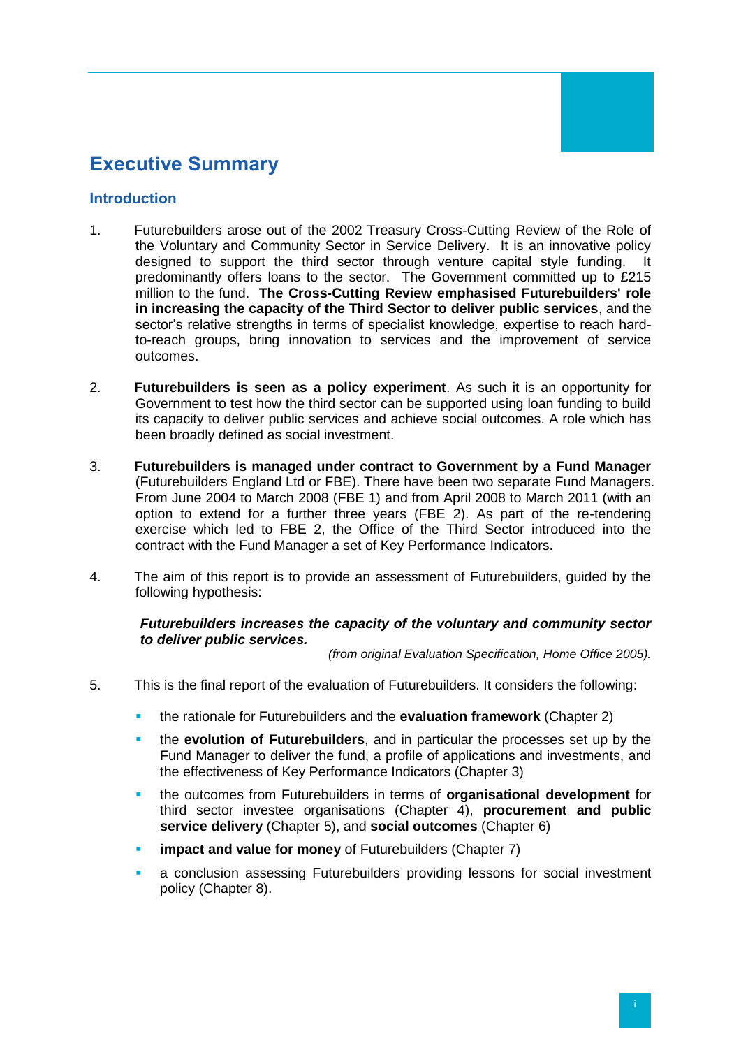# Executive Summary

## Introduction

1. Futurebuilders arose out of the 2002 Treasury Cross-Cutting Review of the Role of the Voluntary and Community Sector in Service Delivery. It is an innovative policy designed to support the third sector through venture capital style funding. It predominantly offers loans to the sector. The Government committed up to £215 million to the fund. **The Cross-Cutting Review emphasised Futurebuilders' role in increasing the capacity of the Third Sector to deliver public services**, and the sector's relative strengths in terms of specialist knowledge, expertise to reach hard-to-reach groups, bring innovation to services and the improvement of service outcomes.

2. **Futurebuilders is seen as a policy experiment**. As such it is an opportunity for Government to test how the third sector can be supported using loan funding to build its capacity to deliver public services and achieve social outcomes. A role which has been broadly defined as social investment.

3. **Futurebuilders is managed under contract to Government by a Fund Manager** (Futurebuilders England Ltd or FBE). There have been two separate Fund Managers. From June 2004 to March 2008 (FBE 1) and from April 2008 to March 2011 (with an option to extend for a further three years (FBE 2). As part of the re-tendering exercise which led to FBE 2, the Office of the Third Sector introduced into the contract with the Fund Manager a set of Key Performance Indicators.

4. The aim of this report is to provide an assessment of Futurebuilders, guided by the following hypothesis:

   ***Futurebuilders increases the capacity of the voluntary and community sector to deliver public services.***

   *(from original Evaluation Specification, Home Office 2005).*

5. This is the final report of the evaluation of Futurebuilders. It considers the following:

   - the rationale for Futurebuilders and the **evaluation framework** (Chapter 2)
   - the **evolution of Futurebuilders**, and in particular the processes set up by the Fund Manager to deliver the fund, a profile of applications and investments, and the effectiveness of Key Performance Indicators (Chapter 3)
   - the outcomes from Futurebuilders in terms of **organisational development** for third sector investee organisations (Chapter 4), **procurement and public service delivery** (Chapter 5), and **social outcomes** (Chapter 6)
   - **impact and value for money** of Futurebuilders (Chapter 7)
   - a conclusion assessing Futurebuilders providing lessons for social investment policy (Chapter 8).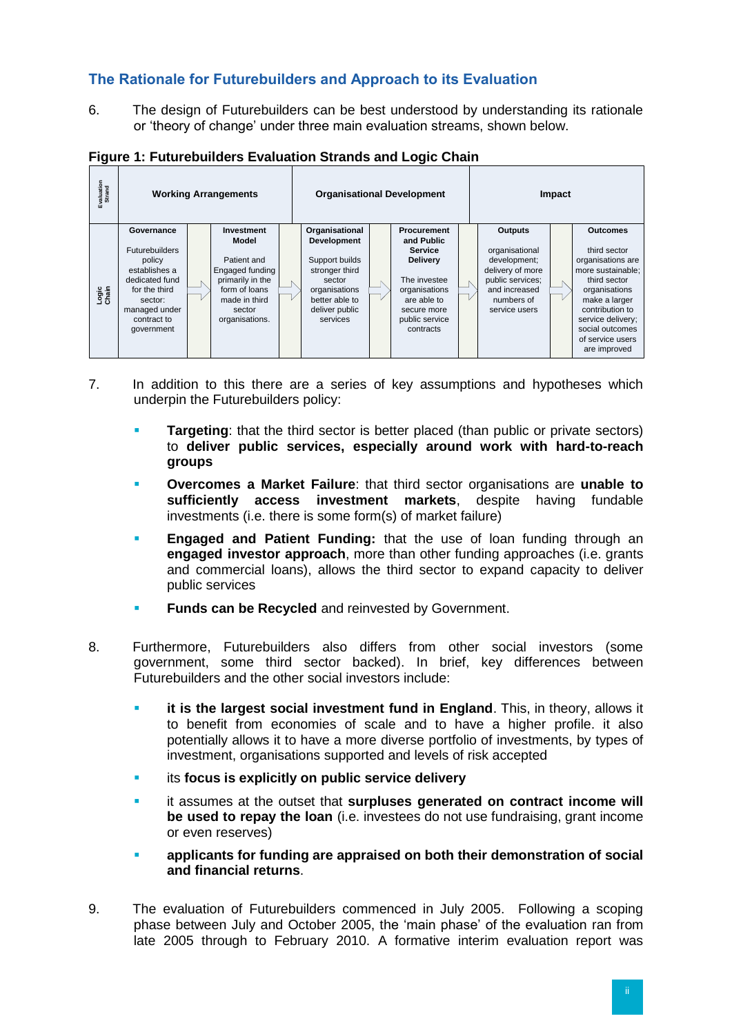## The Rationale for Futurebuilders and Approach to its Evaluation

6. The design of Futurebuilders can be best understood by understanding its rationale or 'theory of change' under three main evaluation streams, shown below.

**Figure 1: Futurebuilders Evaluation Strands and Logic Chain**

| Evaluation Strand | Working Arrangements | | | | Organisational Development | | | | Impact | | |
|---|---|---|---|---|---|---|---|---|---|---|---|
| Logic Chain | **Governance** Futurebuilders policy establishes a dedicated fund for the third sector: managed under contract to government | ⇨ | **Investment Model** Patient and Engaged funding primarily in the form of loans made in third sector organisations. | ⇨ | **Organisational Development** Support builds stronger third sector organisations better able to deliver public services | ⇨ | **Procurement and Public Service Delivery** The investee organisations are able to secure more public service contracts | ⇨ | **Outputs** organisational development; delivery of more public services; and increased numbers of service users | ⇨ | **Outcomes** third sector organisations are more sustainable; third sector organisations make a larger contribution to service delivery; social outcomes of service users are improved |

7. In addition to this there are a series of key assumptions and hypotheses which underpin the Futurebuilders policy:

   - **Targeting**: that the third sector is better placed (than public or private sectors) to **deliver public services, especially around work with hard-to-reach groups**
   - **Overcomes a Market Failure**: that third sector organisations are **unable to sufficiently access investment markets**, despite having fundable investments (i.e. there is some form(s) of market failure)
   - **Engaged and Patient Funding:** that the use of loan funding through an **engaged investor approach**, more than other funding approaches (i.e. grants and commercial loans), allows the third sector to expand capacity to deliver public services
   - **Funds can be Recycled** and reinvested by Government.

8. Furthermore, Futurebuilders also differs from other social investors (some government, some third sector backed). In brief, key differences between Futurebuilders and the other social investors include:

   - **it is the largest social investment fund in England**. This, in theory, allows it to benefit from economies of scale and to have a higher profile. it also potentially allows it to have a more diverse portfolio of investments, by types of investment, organisations supported and levels of risk accepted
   - its **focus is explicitly on public service delivery**
   - it assumes at the outset that **surpluses generated on contract income will be used to repay the loan** (i.e. investees do not use fundraising, grant income or even reserves)
   - **applicants for funding are appraised on both their demonstration of social and financial returns**.

9. The evaluation of Futurebuilders commenced in July 2005. Following a scoping phase between July and October 2005, the 'main phase' of the evaluation ran from late 2005 through to February 2010. A formative interim evaluation report was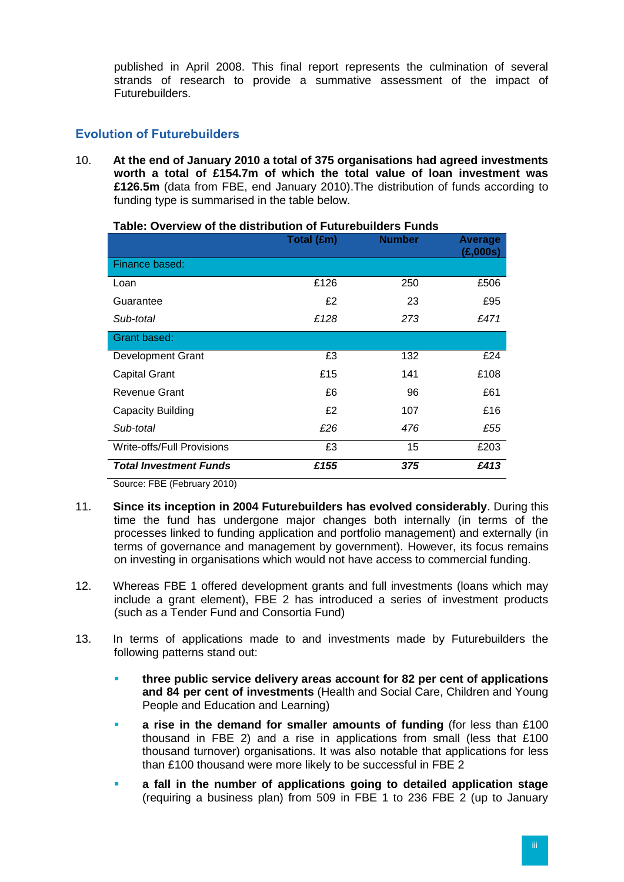published in April 2008. This final report represents the culmination of several strands of research to provide a summative assessment of the impact of Futurebuilders.

## Evolution of Futurebuilders

10. **At the end of January 2010 a total of 375 organisations had agreed investments worth a total of £154.7m of which the total value of loan investment was £126.5m** (data from FBE, end January 2010).The distribution of funds according to funding type is summarised in the table below.

**Table: Overview of the distribution of Futurebuilders Funds**

| | Total (£m) | Number | Average (£,000s) |
|---|---|---|---|
| Finance based: | | | |
| Loan | £126 | 250 | £506 |
| Guarantee | £2 | 23 | £95 |
| *Sub-total* | *£128* | *273* | *£471* |
| Grant based: | | | |
| Development Grant | £3 | 132 | £24 |
| Capital Grant | £15 | 141 | £108 |
| Revenue Grant | £6 | 96 | £61 |
| Capacity Building | £2 | 107 | £16 |
| *Sub-total* | *£26* | *476* | *£55* |
| Write-offs/Full Provisions | £3 | 15 | £203 |
| ***Total Investment Funds*** | ***£155*** | ***375*** | ***£413*** |

Source: FBE (February 2010)

11. **Since its inception in 2004 Futurebuilders has evolved considerably**. During this time the fund has undergone major changes both internally (in terms of the processes linked to funding application and portfolio management) and externally (in terms of governance and management by government). However, its focus remains on investing in organisations which would not have access to commercial funding.

12. Whereas FBE 1 offered development grants and full investments (loans which may include a grant element), FBE 2 has introduced a series of investment products (such as a Tender Fund and Consortia Fund)

13. In terms of applications made to and investments made by Futurebuilders the following patterns stand out:

    - **three public service delivery areas account for 82 per cent of applications and 84 per cent of investments** (Health and Social Care, Children and Young People and Education and Learning)
    - **a rise in the demand for smaller amounts of funding** (for less than £100 thousand in FBE 2) and a rise in applications from small (less that £100 thousand turnover) organisations. It was also notable that applications for less than £100 thousand were more likely to be successful in FBE 2
    - **a fall in the number of applications going to detailed application stage** (requiring a business plan) from 509 in FBE 1 to 236 FBE 2 (up to January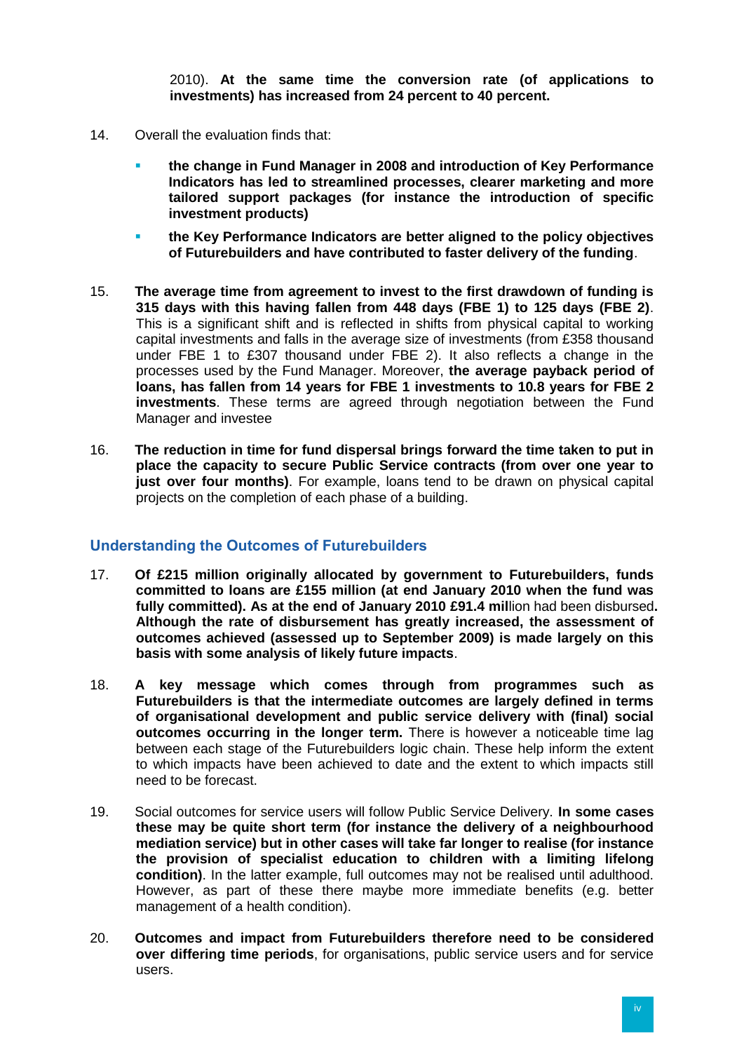2010). **At the same time the conversion rate (of applications to investments) has increased from 24 percent to 40 percent.**

14. Overall the evaluation finds that:

    - **the change in Fund Manager in 2008 and introduction of Key Performance Indicators has led to streamlined processes, clearer marketing and more tailored support packages (for instance the introduction of specific investment products)**
    - **the Key Performance Indicators are better aligned to the policy objectives of Futurebuilders and have contributed to faster delivery of the funding**.

15. **The average time from agreement to invest to the first drawdown of funding is 315 days with this having fallen from 448 days (FBE 1) to 125 days (FBE 2)**. This is a significant shift and is reflected in shifts from physical capital to working capital investments and falls in the average size of investments (from £358 thousand under FBE 1 to £307 thousand under FBE 2). It also reflects a change in the processes used by the Fund Manager. Moreover, **the average payback period of loans, has fallen from 14 years for FBE 1 investments to 10.8 years for FBE 2 investments**. These terms are agreed through negotiation between the Fund Manager and investee

16. **The reduction in time for fund dispersal brings forward the time taken to put in place the capacity to secure Public Service contracts (from over one year to just over four months)**. For example, loans tend to be drawn on physical capital projects on the completion of each phase of a building.

## Understanding the Outcomes of Futurebuilders

17. **Of £215 million originally allocated by government to Futurebuilders, funds committed to loans are £155 million (at end January 2010 when the fund was fully committed). As at the end of January 2010 £91.4 mil**lion had been disbursed**. Although the rate of disbursement has greatly increased, the assessment of outcomes achieved (assessed up to September 2009) is made largely on this basis with some analysis of likely future impacts**.

18. **A key message which comes through from programmes such as Futurebuilders is that the intermediate outcomes are largely defined in terms of organisational development and public service delivery with (final) social outcomes occurring in the longer term.** There is however a noticeable time lag between each stage of the Futurebuilders logic chain. These help inform the extent to which impacts have been achieved to date and the extent to which impacts still need to be forecast.

19. Social outcomes for service users will follow Public Service Delivery. **In some cases these may be quite short term (for instance the delivery of a neighbourhood mediation service) but in other cases will take far longer to realise (for instance the provision of specialist education to children with a limiting lifelong condition)**. In the latter example, full outcomes may not be realised until adulthood. However, as part of these there maybe more immediate benefits (e.g. better management of a health condition).

20. **Outcomes and impact from Futurebuilders therefore need to be considered over differing time periods**, for organisations, public service users and for service users.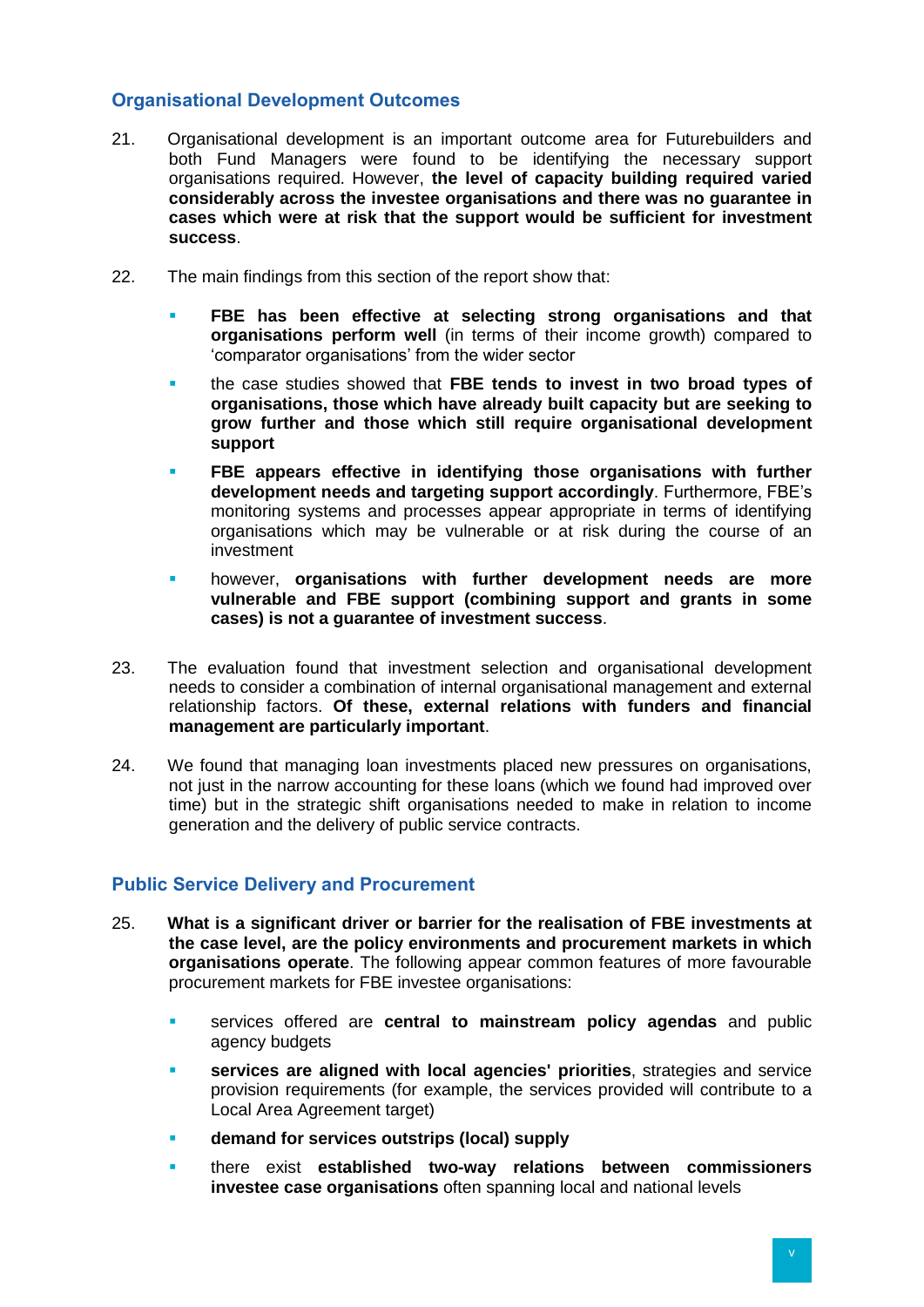## Organisational Development Outcomes

21. Organisational development is an important outcome area for Futurebuilders and both Fund Managers were found to be identifying the necessary support organisations required. However, **the level of capacity building required varied considerably across the investee organisations and there was no guarantee in cases which were at risk that the support would be sufficient for investment success**.

22. The main findings from this section of the report show that:

    - **FBE has been effective at selecting strong organisations and that organisations perform well** (in terms of their income growth) compared to 'comparator organisations' from the wider sector
    - the case studies showed that **FBE tends to invest in two broad types of organisations, those which have already built capacity but are seeking to grow further and those which still require organisational development support**
    - **FBE appears effective in identifying those organisations with further development needs and targeting support accordingly**. Furthermore, FBE's monitoring systems and processes appear appropriate in terms of identifying organisations which may be vulnerable or at risk during the course of an investment
    - however, **organisations with further development needs are more vulnerable and FBE support (combining support and grants in some cases) is not a guarantee of investment success**.

23. The evaluation found that investment selection and organisational development needs to consider a combination of internal organisational management and external relationship factors. **Of these, external relations with funders and financial management are particularly important**.

24. We found that managing loan investments placed new pressures on organisations, not just in the narrow accounting for these loans (which we found had improved over time) but in the strategic shift organisations needed to make in relation to income generation and the delivery of public service contracts.

## Public Service Delivery and Procurement

25. **What is a significant driver or barrier for the realisation of FBE investments at the case level, are the policy environments and procurement markets in which organisations operate**. The following appear common features of more favourable procurement markets for FBE investee organisations:

    - services offered are **central to mainstream policy agendas** and public agency budgets
    - **services are aligned with local agencies' priorities**, strategies and service provision requirements (for example, the services provided will contribute to a Local Area Agreement target)
    - **demand for services outstrips (local) supply**
    - there exist **established two-way relations between commissioners investee case organisations** often spanning local and national levels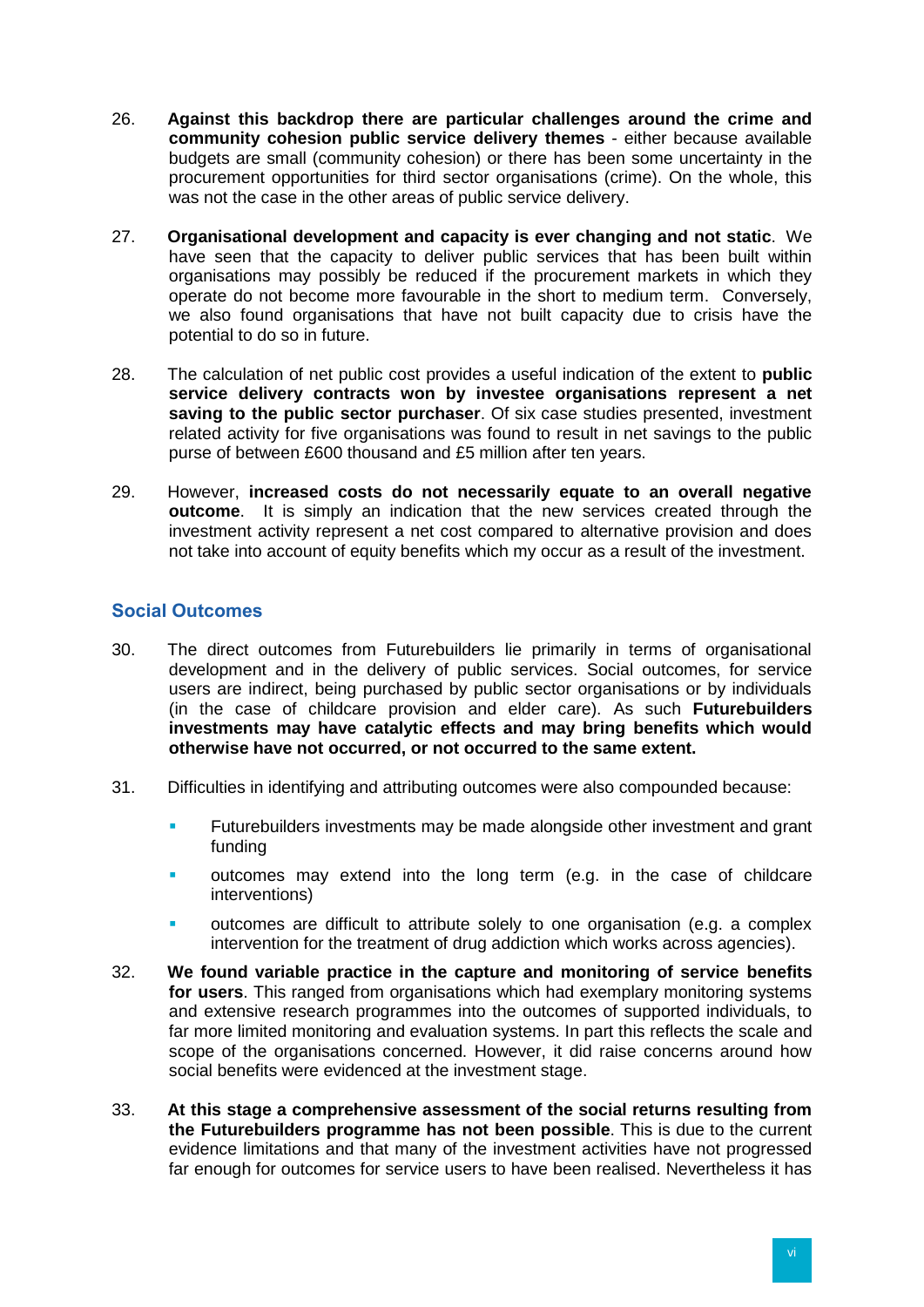26. **Against this backdrop there are particular challenges around the crime and community cohesion public service delivery themes** - either because available budgets are small (community cohesion) or there has been some uncertainty in the procurement opportunities for third sector organisations (crime). On the whole, this was not the case in the other areas of public service delivery.

27. **Organisational development and capacity is ever changing and not static**. We have seen that the capacity to deliver public services that has been built within organisations may possibly be reduced if the procurement markets in which they operate do not become more favourable in the short to medium term. Conversely, we also found organisations that have not built capacity due to crisis have the potential to do so in future.

28. The calculation of net public cost provides a useful indication of the extent to **public service delivery contracts won by investee organisations represent a net saving to the public sector purchaser**. Of six case studies presented, investment related activity for five organisations was found to result in net savings to the public purse of between £600 thousand and £5 million after ten years.

29. However, **increased costs do not necessarily equate to an overall negative outcome**. It is simply an indication that the new services created through the investment activity represent a net cost compared to alternative provision and does not take into account of equity benefits which my occur as a result of the investment.

## Social Outcomes

30. The direct outcomes from Futurebuilders lie primarily in terms of organisational development and in the delivery of public services. Social outcomes, for service users are indirect, being purchased by public sector organisations or by individuals (in the case of childcare provision and elder care). As such **Futurebuilders investments may have catalytic effects and may bring benefits which would otherwise have not occurred, or not occurred to the same extent.**

31. Difficulties in identifying and attributing outcomes were also compounded because:

    - Futurebuilders investments may be made alongside other investment and grant funding
    - outcomes may extend into the long term (e.g. in the case of childcare interventions)
    - outcomes are difficult to attribute solely to one organisation (e.g. a complex intervention for the treatment of drug addiction which works across agencies).

32. **We found variable practice in the capture and monitoring of service benefits for users**. This ranged from organisations which had exemplary monitoring systems and extensive research programmes into the outcomes of supported individuals, to far more limited monitoring and evaluation systems. In part this reflects the scale and scope of the organisations concerned. However, it did raise concerns around how social benefits were evidenced at the investment stage.

33. **At this stage a comprehensive assessment of the social returns resulting from the Futurebuilders programme has not been possible**. This is due to the current evidence limitations and that many of the investment activities have not progressed far enough for outcomes for service users to have been realised. Nevertheless it has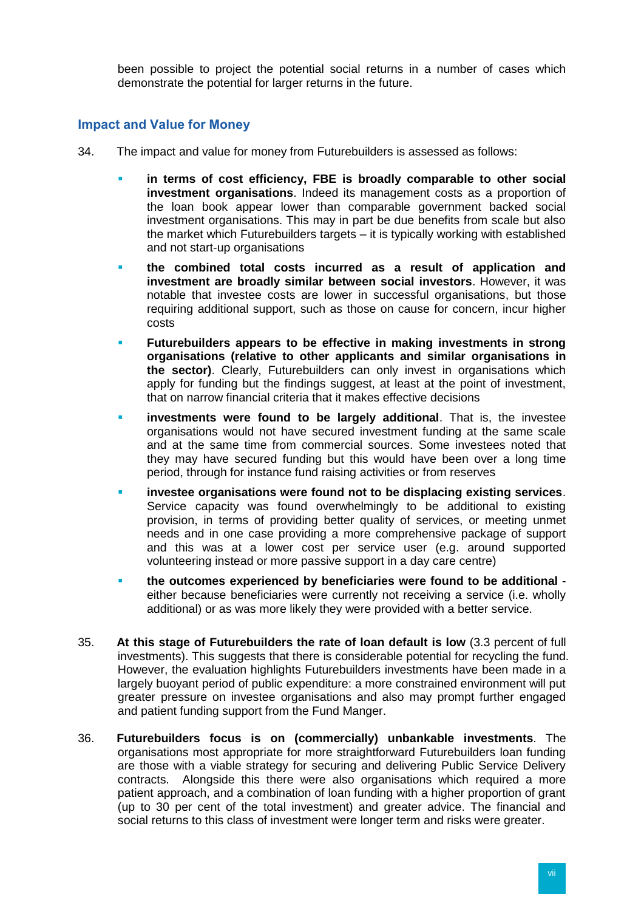been possible to project the potential social returns in a number of cases which demonstrate the potential for larger returns in the future.

## Impact and Value for Money

34. The impact and value for money from Futurebuilders is assessed as follows:

   - **in terms of cost efficiency, FBE is broadly comparable to other social investment organisations**. Indeed its management costs as a proportion of the loan book appear lower than comparable government backed social investment organisations. This may in part be due benefits from scale but also the market which Futurebuilders targets – it is typically working with established and not start-up organisations
   - **the combined total costs incurred as a result of application and investment are broadly similar between social investors**. However, it was notable that investee costs are lower in successful organisations, but those requiring additional support, such as those on cause for concern, incur higher costs
   - **Futurebuilders appears to be effective in making investments in strong organisations (relative to other applicants and similar organisations in the sector)**. Clearly, Futurebuilders can only invest in organisations which apply for funding but the findings suggest, at least at the point of investment, that on narrow financial criteria that it makes effective decisions
   - **investments were found to be largely additional**. That is, the investee organisations would not have secured investment funding at the same scale and at the same time from commercial sources. Some investees noted that they may have secured funding but this would have been over a long time period, through for instance fund raising activities or from reserves
   - **investee organisations were found not to be displacing existing services**. Service capacity was found overwhelmingly to be additional to existing provision, in terms of providing better quality of services, or meeting unmet needs and in one case providing a more comprehensive package of support and this was at a lower cost per service user (e.g. around supported volunteering instead or more passive support in a day care centre)
   - **the outcomes experienced by beneficiaries were found to be additional** - either because beneficiaries were currently not receiving a service (i.e. wholly additional) or as was more likely they were provided with a better service.

35. **At this stage of Futurebuilders the rate of loan default is low** (3.3 percent of full investments). This suggests that there is considerable potential for recycling the fund. However, the evaluation highlights Futurebuilders investments have been made in a largely buoyant period of public expenditure: a more constrained environment will put greater pressure on investee organisations and also may prompt further engaged and patient funding support from the Fund Manger.

36. **Futurebuilders focus is on (commercially) unbankable investments**. The organisations most appropriate for more straightforward Futurebuilders loan funding are those with a viable strategy for securing and delivering Public Service Delivery contracts. Alongside this there were also organisations which required a more patient approach, and a combination of loan funding with a higher proportion of grant (up to 30 per cent of the total investment) and greater advice. The financial and social returns to this class of investment were longer term and risks were greater.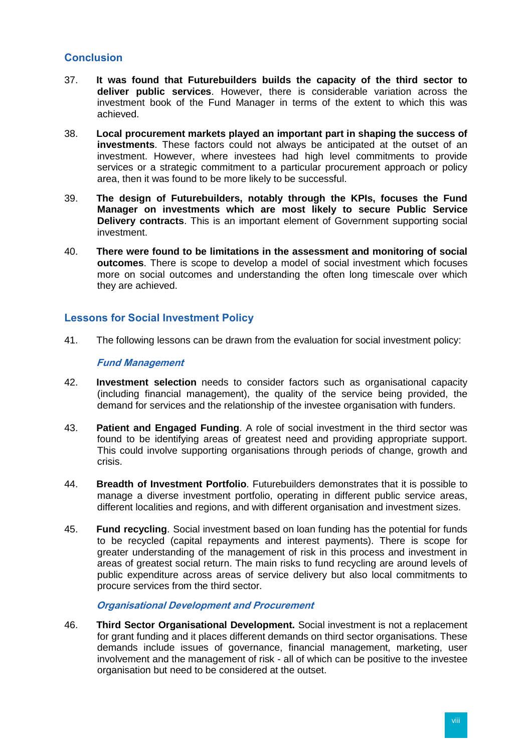## Conclusion

37. **It was found that Futurebuilders builds the capacity of the third sector to deliver public services**. However, there is considerable variation across the investment book of the Fund Manager in terms of the extent to which this was achieved.

38. **Local procurement markets played an important part in shaping the success of investments**. These factors could not always be anticipated at the outset of an investment. However, where investees had high level commitments to provide services or a strategic commitment to a particular procurement approach or policy area, then it was found to be more likely to be successful.

39. **The design of Futurebuilders, notably through the KPIs, focuses the Fund Manager on investments which are most likely to secure Public Service Delivery contracts**. This is an important element of Government supporting social investment.

40. **There were found to be limitations in the assessment and monitoring of social outcomes**. There is scope to develop a model of social investment which focuses more on social outcomes and understanding the often long timescale over which they are achieved.

## Lessons for Social Investment Policy

41. The following lessons can be drawn from the evaluation for social investment policy:

### *Fund Management*

42. **Investment selection** needs to consider factors such as organisational capacity (including financial management), the quality of the service being provided, the demand for services and the relationship of the investee organisation with funders.

43. **Patient and Engaged Funding**. A role of social investment in the third sector was found to be identifying areas of greatest need and providing appropriate support. This could involve supporting organisations through periods of change, growth and crisis.

44. **Breadth of Investment Portfolio**. Futurebuilders demonstrates that it is possible to manage a diverse investment portfolio, operating in different public service areas, different localities and regions, and with different organisation and investment sizes.

45. **Fund recycling**. Social investment based on loan funding has the potential for funds to be recycled (capital repayments and interest payments). There is scope for greater understanding of the management of risk in this process and investment in areas of greatest social return. The main risks to fund recycling are around levels of public expenditure across areas of service delivery but also local commitments to procure services from the third sector.

### *Organisational Development and Procurement*

46. **Third Sector Organisational Development.** Social investment is not a replacement for grant funding and it places different demands on third sector organisations. These demands include issues of governance, financial management, marketing, user involvement and the management of risk - all of which can be positive to the investee organisation but need to be considered at the outset.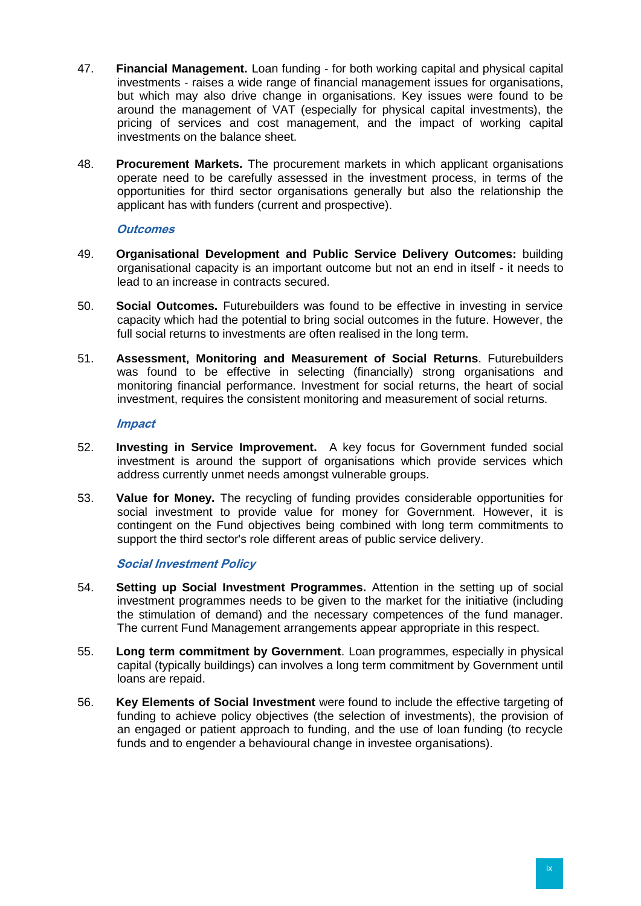47. **Financial Management.** Loan funding - for both working capital and physical capital investments - raises a wide range of financial management issues for organisations, but which may also drive change in organisations. Key issues were found to be around the management of VAT (especially for physical capital investments), the pricing of services and cost management, and the impact of working capital investments on the balance sheet.

48. **Procurement Markets.** The procurement markets in which applicant organisations operate need to be carefully assessed in the investment process, in terms of the opportunities for third sector organisations generally but also the relationship the applicant has with funders (current and prospective).

### *Outcomes*

49. **Organisational Development and Public Service Delivery Outcomes:** building organisational capacity is an important outcome but not an end in itself - it needs to lead to an increase in contracts secured.

50. **Social Outcomes.** Futurebuilders was found to be effective in investing in service capacity which had the potential to bring social outcomes in the future. However, the full social returns to investments are often realised in the long term.

51. **Assessment, Monitoring and Measurement of Social Returns**. Futurebuilders was found to be effective in selecting (financially) strong organisations and monitoring financial performance. Investment for social returns, the heart of social investment, requires the consistent monitoring and measurement of social returns.

### *Impact*

52. **Investing in Service Improvement.** A key focus for Government funded social investment is around the support of organisations which provide services which address currently unmet needs amongst vulnerable groups.

53. **Value for Money.** The recycling of funding provides considerable opportunities for social investment to provide value for money for Government. However, it is contingent on the Fund objectives being combined with long term commitments to support the third sector's role different areas of public service delivery.

### *Social Investment Policy*

54. **Setting up Social Investment Programmes.** Attention in the setting up of social investment programmes needs to be given to the market for the initiative (including the stimulation of demand) and the necessary competences of the fund manager. The current Fund Management arrangements appear appropriate in this respect.

55. **Long term commitment by Government**. Loan programmes, especially in physical capital (typically buildings) can involves a long term commitment by Government until loans are repaid.

56. **Key Elements of Social Investment** were found to include the effective targeting of funding to achieve policy objectives (the selection of investments), the provision of an engaged or patient approach to funding, and the use of loan funding (to recycle funds and to engender a behavioural change in investee organisations).